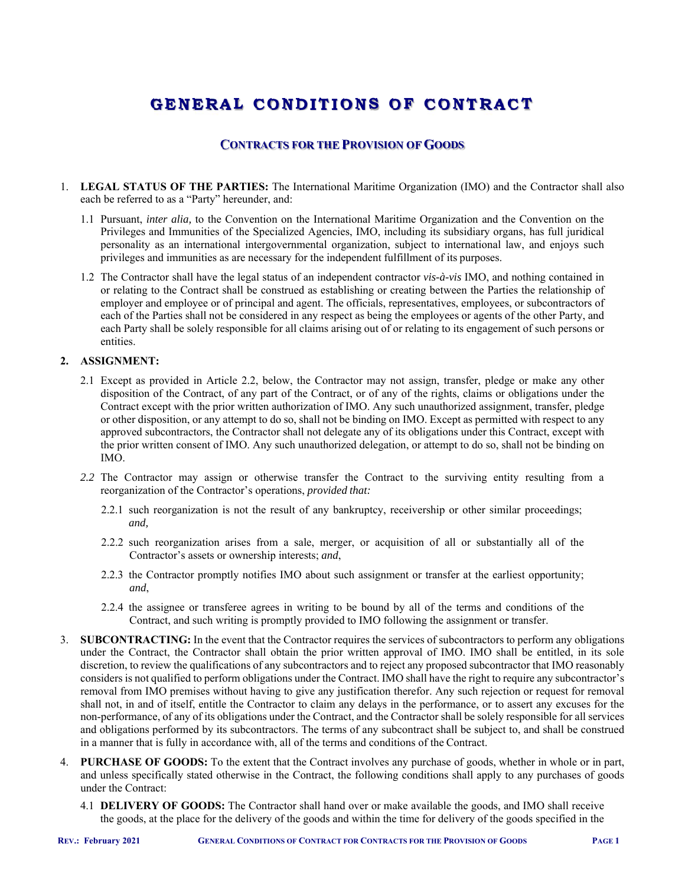# GENERAL CONDITIONS OF CONTRACT

## CONTRACTS FOR THE PROVISION OF GOODS

1. **LEGAL STATUS OF THE PARTIES:** The International Maritime Organization (IMO) and the Contractor shall also each be referred to as a "Party" hereunder, and:

   1.1 Pursuant, *inter alia,* to the Convention on the International Maritime Organization and the Convention on the Privileges and Immunities of the Specialized Agencies, IMO, including its subsidiary organs, has full juridical personality as an international intergovernmental organization, subject to international law, and enjoys such privileges and immunities as are necessary for the independent fulfillment of its purposes.

   1.2 The Contractor shall have the legal status of an independent contractor *vis-à-vis* IMO, and nothing contained in or relating to the Contract shall be construed as establishing or creating between the Parties the relationship of employer and employee or of principal and agent. The officials, representatives, employees, or subcontractors of each of the Parties shall not be considered in any respect as being the employees or agents of the other Party, and each Party shall be solely responsible for all claims arising out of or relating to its engagement of such persons or entities.

2. **ASSIGNMENT:**

   2.1 Except as provided in Article 2.2, below, the Contractor may not assign, transfer, pledge or make any other disposition of the Contract, of any part of the Contract, or of any of the rights, claims or obligations under the Contract except with the prior written authorization of IMO. Any such unauthorized assignment, transfer, pledge or other disposition, or any attempt to do so, shall not be binding on IMO. Except as permitted with respect to any approved subcontractors, the Contractor shall not delegate any of its obligations under this Contract, except with the prior written consent of IMO. Any such unauthorized delegation, or attempt to do so, shall not be binding on IMO.

   *2.2* The Contractor may assign or otherwise transfer the Contract to the surviving entity resulting from a reorganization of the Contractor's operations, *provided that:*

      2.2.1 such reorganization is not the result of any bankruptcy, receivership or other similar proceedings; *and,*

      2.2.2 such reorganization arises from a sale, merger, or acquisition of all or substantially all of the Contractor's assets or ownership interests; *and*,

      2.2.3 the Contractor promptly notifies IMO about such assignment or transfer at the earliest opportunity; *and*,

      2.2.4 the assignee or transferee agrees in writing to be bound by all of the terms and conditions of the Contract, and such writing is promptly provided to IMO following the assignment or transfer.

3. **SUBCONTRACTING:** In the event that the Contractor requires the services of subcontractors to perform any obligations under the Contract, the Contractor shall obtain the prior written approval of IMO. IMO shall be entitled, in its sole discretion, to review the qualifications of any subcontractors and to reject any proposed subcontractor that IMO reasonably considers is not qualified to perform obligations under the Contract. IMO shall have the right to require any subcontractor's removal from IMO premises without having to give any justification therefor. Any such rejection or request for removal shall not, in and of itself, entitle the Contractor to claim any delays in the performance, or to assert any excuses for the non-performance, of any of its obligations under the Contract, and the Contractor shall be solely responsible for all services and obligations performed by its subcontractors. The terms of any subcontract shall be subject to, and shall be construed in a manner that is fully in accordance with, all of the terms and conditions of the Contract.

4. **PURCHASE OF GOODS:** To the extent that the Contract involves any purchase of goods, whether in whole or in part, and unless specifically stated otherwise in the Contract, the following conditions shall apply to any purchases of goods under the Contract:

   4.1 **DELIVERY OF GOODS:** The Contractor shall hand over or make available the goods, and IMO shall receive the goods, at the place for the delivery of the goods and within the time for delivery of the goods specified in the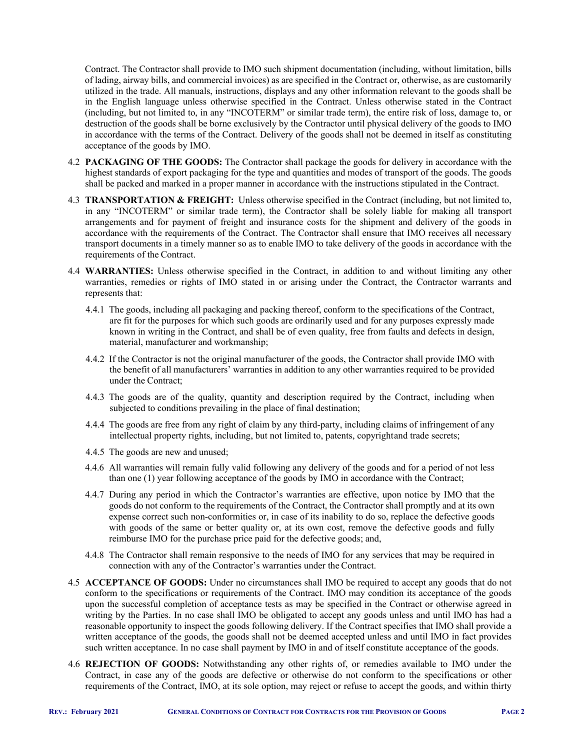Contract. The Contractor shall provide to IMO such shipment documentation (including, without limitation, bills of lading, airway bills, and commercial invoices) as are specified in the Contract or, otherwise, as are customarily utilized in the trade. All manuals, instructions, displays and any other information relevant to the goods shall be in the English language unless otherwise specified in the Contract. Unless otherwise stated in the Contract (including, but not limited to, in any "INCOTERM" or similar trade term), the entire risk of loss, damage to, or destruction of the goods shall be borne exclusively by the Contractor until physical delivery of the goods to IMO in accordance with the terms of the Contract. Delivery of the goods shall not be deemed in itself as constituting acceptance of the goods by IMO.

4.2 **PACKAGING OF THE GOODS:** The Contractor shall package the goods for delivery in accordance with the highest standards of export packaging for the type and quantities and modes of transport of the goods. The goods shall be packed and marked in a proper manner in accordance with the instructions stipulated in the Contract.

4.3 **TRANSPORTATION & FREIGHT:** Unless otherwise specified in the Contract (including, but not limited to, in any "INCOTERM" or similar trade term), the Contractor shall be solely liable for making all transport arrangements and for payment of freight and insurance costs for the shipment and delivery of the goods in accordance with the requirements of the Contract. The Contractor shall ensure that IMO receives all necessary transport documents in a timely manner so as to enable IMO to take delivery of the goods in accordance with the requirements of the Contract.

4.4 **WARRANTIES:** Unless otherwise specified in the Contract, in addition to and without limiting any other warranties, remedies or rights of IMO stated in or arising under the Contract, the Contractor warrants and represents that:

4.4.1 The goods, including all packaging and packing thereof, conform to the specifications of the Contract, are fit for the purposes for which such goods are ordinarily used and for any purposes expressly made known in writing in the Contract, and shall be of even quality, free from faults and defects in design, material, manufacturer and workmanship;

4.4.2 If the Contractor is not the original manufacturer of the goods, the Contractor shall provide IMO with the benefit of all manufacturers' warranties in addition to any other warranties required to be provided under the Contract;

4.4.3 The goods are of the quality, quantity and description required by the Contract, including when subjected to conditions prevailing in the place of final destination;

4.4.4 The goods are free from any right of claim by any third-party, including claims of infringement of any intellectual property rights, including, but not limited to, patents, copyrightand trade secrets;

4.4.5 The goods are new and unused;

4.4.6 All warranties will remain fully valid following any delivery of the goods and for a period of not less than one (1) year following acceptance of the goods by IMO in accordance with the Contract;

4.4.7 During any period in which the Contractor's warranties are effective, upon notice by IMO that the goods do not conform to the requirements of the Contract, the Contractor shall promptly and at its own expense correct such non-conformities or, in case of its inability to do so, replace the defective goods with goods of the same or better quality or, at its own cost, remove the defective goods and fully reimburse IMO for the purchase price paid for the defective goods; and,

4.4.8 The Contractor shall remain responsive to the needs of IMO for any services that may be required in connection with any of the Contractor's warranties under the Contract.

4.5 **ACCEPTANCE OF GOODS:** Under no circumstances shall IMO be required to accept any goods that do not conform to the specifications or requirements of the Contract. IMO may condition its acceptance of the goods upon the successful completion of acceptance tests as may be specified in the Contract or otherwise agreed in writing by the Parties. In no case shall IMO be obligated to accept any goods unless and until IMO has had a reasonable opportunity to inspect the goods following delivery. If the Contract specifies that IMO shall provide a written acceptance of the goods, the goods shall not be deemed accepted unless and until IMO in fact provides such written acceptance. In no case shall payment by IMO in and of itself constitute acceptance of the goods.

4.6 **REJECTION OF GOODS:** Notwithstanding any other rights of, or remedies available to IMO under the Contract, in case any of the goods are defective or otherwise do not conform to the specifications or other requirements of the Contract, IMO, at its sole option, may reject or refuse to accept the goods, and within thirty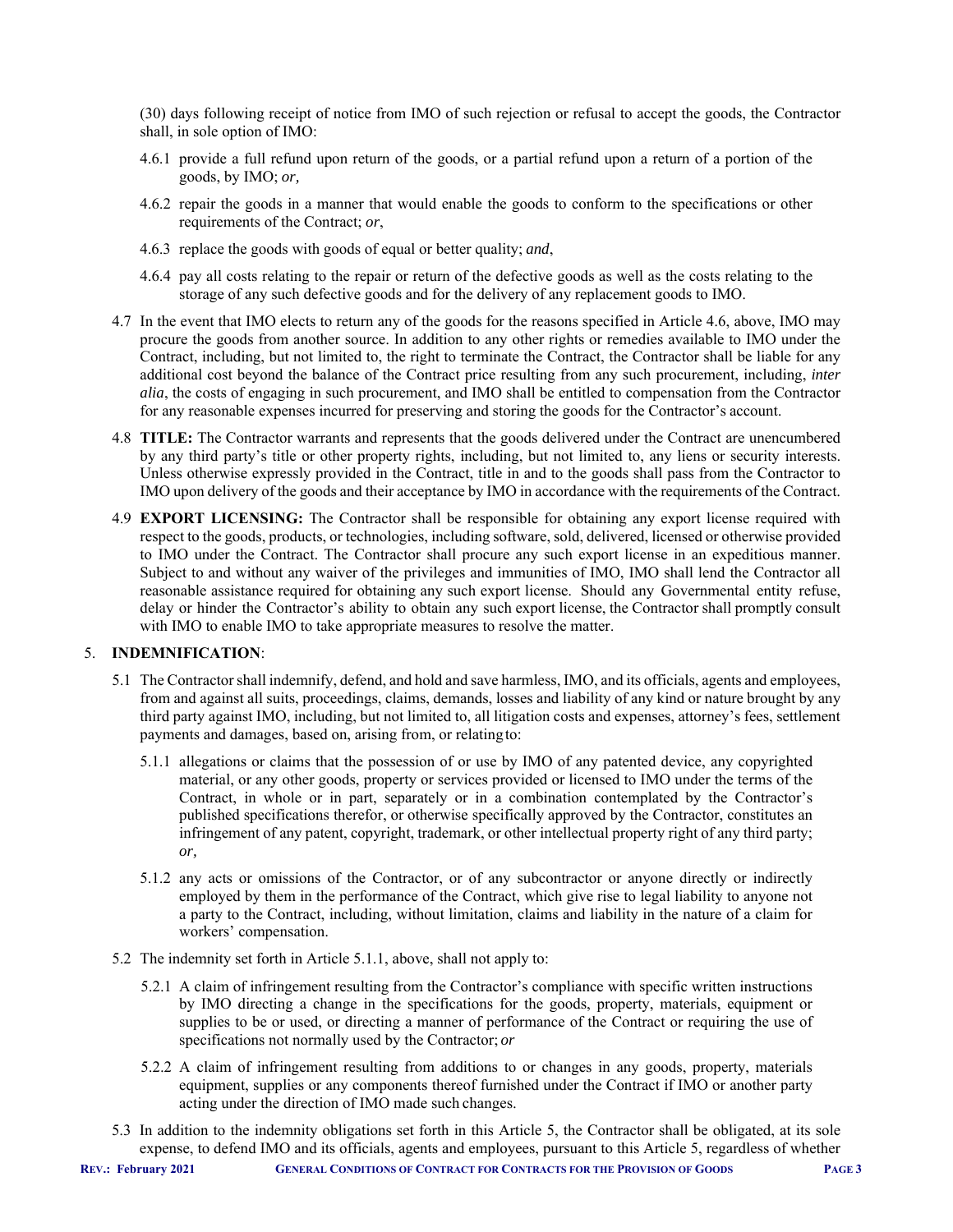(30) days following receipt of notice from IMO of such rejection or refusal to accept the goods, the Contractor shall, in sole option of IMO:

4.6.1 provide a full refund upon return of the goods, or a partial refund upon a return of a portion of the goods, by IMO; *or,*

4.6.2 repair the goods in a manner that would enable the goods to conform to the specifications or other requirements of the Contract; *or*,

4.6.3 replace the goods with goods of equal or better quality; *and*,

4.6.4 pay all costs relating to the repair or return of the defective goods as well as the costs relating to the storage of any such defective goods and for the delivery of any replacement goods to IMO.

4.7 In the event that IMO elects to return any of the goods for the reasons specified in Article 4.6, above, IMO may procure the goods from another source. In addition to any other rights or remedies available to IMO under the Contract, including, but not limited to, the right to terminate the Contract, the Contractor shall be liable for any additional cost beyond the balance of the Contract price resulting from any such procurement, including, *inter alia*, the costs of engaging in such procurement, and IMO shall be entitled to compensation from the Contractor for any reasonable expenses incurred for preserving and storing the goods for the Contractor's account.

4.8 **TITLE:** The Contractor warrants and represents that the goods delivered under the Contract are unencumbered by any third party's title or other property rights, including, but not limited to, any liens or security interests. Unless otherwise expressly provided in the Contract, title in and to the goods shall pass from the Contractor to IMO upon delivery of the goods and their acceptance by IMO in accordance with the requirements of the Contract.

4.9 **EXPORT LICENSING:** The Contractor shall be responsible for obtaining any export license required with respect to the goods, products, or technologies, including software, sold, delivered, licensed or otherwise provided to IMO under the Contract. The Contractor shall procure any such export license in an expeditious manner. Subject to and without any waiver of the privileges and immunities of IMO, IMO shall lend the Contractor all reasonable assistance required for obtaining any such export license. Should any Governmental entity refuse, delay or hinder the Contractor's ability to obtain any such export license, the Contractor shall promptly consult with IMO to enable IMO to take appropriate measures to resolve the matter.

5. **INDEMNIFICATION**:

5.1 The Contractor shall indemnify, defend, and hold and save harmless, IMO, and its officials, agents and employees, from and against all suits, proceedings, claims, demands, losses and liability of any kind or nature brought by any third party against IMO, including, but not limited to, all litigation costs and expenses, attorney's fees, settlement payments and damages, based on, arising from, or relating to:

5.1.1 allegations or claims that the possession of or use by IMO of any patented device, any copyrighted material, or any other goods, property or services provided or licensed to IMO under the terms of the Contract, in whole or in part, separately or in a combination contemplated by the Contractor's published specifications therefor, or otherwise specifically approved by the Contractor, constitutes an infringement of any patent, copyright, trademark, or other intellectual property right of any third party; *or,*

5.1.2 any acts or omissions of the Contractor, or of any subcontractor or anyone directly or indirectly employed by them in the performance of the Contract, which give rise to legal liability to anyone not a party to the Contract, including, without limitation, claims and liability in the nature of a claim for workers' compensation.

5.2 The indemnity set forth in Article 5.1.1, above, shall not apply to:

5.2.1 A claim of infringement resulting from the Contractor's compliance with specific written instructions by IMO directing a change in the specifications for the goods, property, materials, equipment or supplies to be or used, or directing a manner of performance of the Contract or requiring the use of specifications not normally used by the Contractor; *or*

5.2.2 A claim of infringement resulting from additions to or changes in any goods, property, materials equipment, supplies or any components thereof furnished under the Contract if IMO or another party acting under the direction of IMO made such changes.

5.3 In addition to the indemnity obligations set forth in this Article 5, the Contractor shall be obligated, at its sole expense, to defend IMO and its officials, agents and employees, pursuant to this Article 5, regardless of whether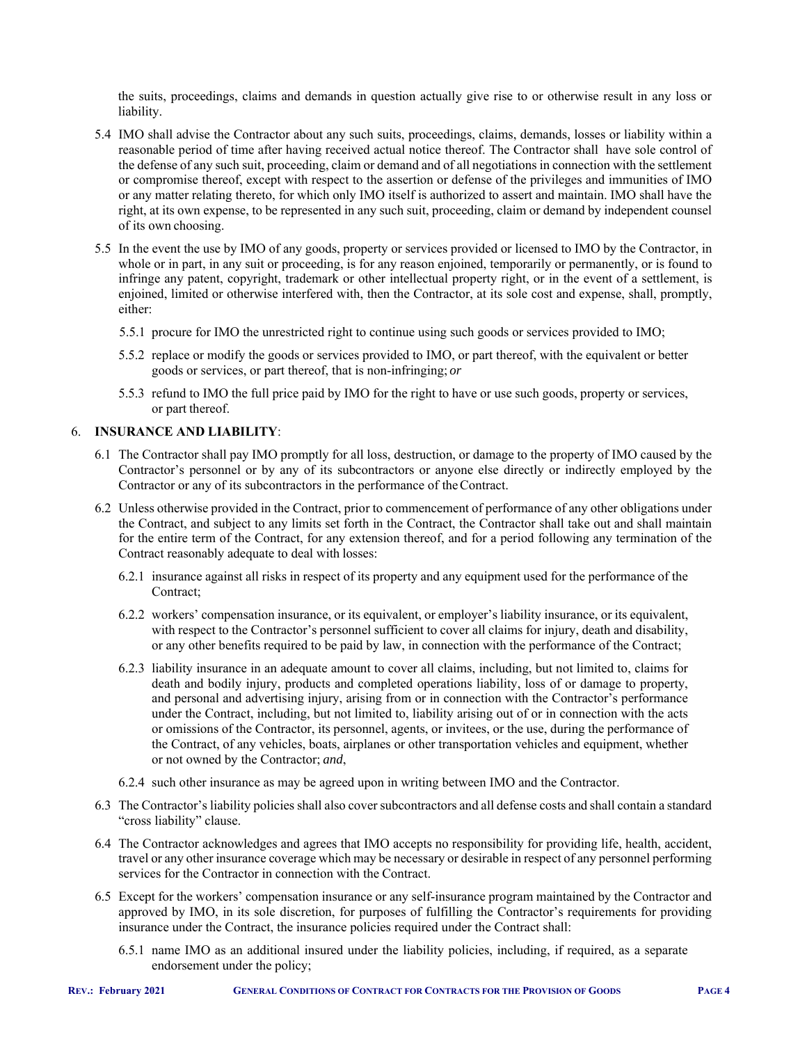the suits, proceedings, claims and demands in question actually give rise to or otherwise result in any loss or liability.

5.4 IMO shall advise the Contractor about any such suits, proceedings, claims, demands, losses or liability within a reasonable period of time after having received actual notice thereof. The Contractor shall have sole control of the defense of any such suit, proceeding, claim or demand and of all negotiations in connection with the settlement or compromise thereof, except with respect to the assertion or defense of the privileges and immunities of IMO or any matter relating thereto, for which only IMO itself is authorized to assert and maintain. IMO shall have the right, at its own expense, to be represented in any such suit, proceeding, claim or demand by independent counsel of its own choosing.

5.5 In the event the use by IMO of any goods, property or services provided or licensed to IMO by the Contractor, in whole or in part, in any suit or proceeding, is for any reason enjoined, temporarily or permanently, or is found to infringe any patent, copyright, trademark or other intellectual property right, or in the event of a settlement, is enjoined, limited or otherwise interfered with, then the Contractor, at its sole cost and expense, shall, promptly, either:

5.5.1 procure for IMO the unrestricted right to continue using such goods or services provided to IMO;

5.5.2 replace or modify the goods or services provided to IMO, or part thereof, with the equivalent or better goods or services, or part thereof, that is non-infringing; *or*

5.5.3 refund to IMO the full price paid by IMO for the right to have or use such goods, property or services, or part thereof.

6. **INSURANCE AND LIABILITY**:

6.1 The Contractor shall pay IMO promptly for all loss, destruction, or damage to the property of IMO caused by the Contractor's personnel or by any of its subcontractors or anyone else directly or indirectly employed by the Contractor or any of its subcontractors in the performance of the Contract.

6.2 Unless otherwise provided in the Contract, prior to commencement of performance of any other obligations under the Contract, and subject to any limits set forth in the Contract, the Contractor shall take out and shall maintain for the entire term of the Contract, for any extension thereof, and for a period following any termination of the Contract reasonably adequate to deal with losses:

6.2.1 insurance against all risks in respect of its property and any equipment used for the performance of the Contract;

6.2.2 workers' compensation insurance, or its equivalent, or employer's liability insurance, or its equivalent, with respect to the Contractor's personnel sufficient to cover all claims for injury, death and disability, or any other benefits required to be paid by law, in connection with the performance of the Contract;

6.2.3 liability insurance in an adequate amount to cover all claims, including, but not limited to, claims for death and bodily injury, products and completed operations liability, loss of or damage to property, and personal and advertising injury, arising from or in connection with the Contractor's performance under the Contract, including, but not limited to, liability arising out of or in connection with the acts or omissions of the Contractor, its personnel, agents, or invitees, or the use, during the performance of the Contract, of any vehicles, boats, airplanes or other transportation vehicles and equipment, whether or not owned by the Contractor; *and*,

6.2.4 such other insurance as may be agreed upon in writing between IMO and the Contractor.

6.3 The Contractor's liability policies shall also cover subcontractors and all defense costs and shall contain a standard "cross liability" clause.

6.4 The Contractor acknowledges and agrees that IMO accepts no responsibility for providing life, health, accident, travel or any other insurance coverage which may be necessary or desirable in respect of any personnel performing services for the Contractor in connection with the Contract.

6.5 Except for the workers' compensation insurance or any self-insurance program maintained by the Contractor and approved by IMO, in its sole discretion, for purposes of fulfilling the Contractor's requirements for providing insurance under the Contract, the insurance policies required under the Contract shall:

6.5.1 name IMO as an additional insured under the liability policies, including, if required, as a separate endorsement under the policy;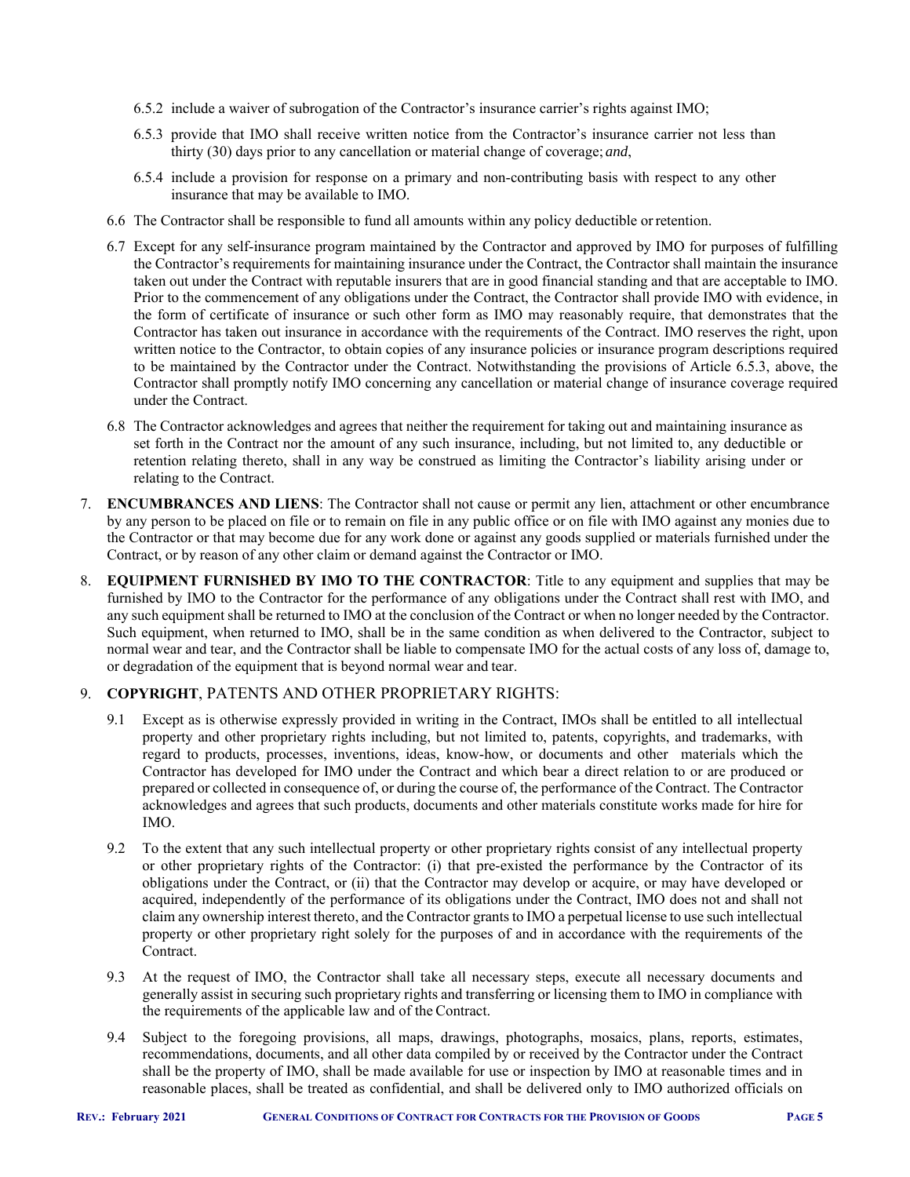6.5.2 include a waiver of subrogation of the Contractor's insurance carrier's rights against IMO;

6.5.3 provide that IMO shall receive written notice from the Contractor's insurance carrier not less than thirty (30) days prior to any cancellation or material change of coverage; *and*,

6.5.4 include a provision for response on a primary and non-contributing basis with respect to any other insurance that may be available to IMO.

6.6 The Contractor shall be responsible to fund all amounts within any policy deductible or retention.

6.7 Except for any self-insurance program maintained by the Contractor and approved by IMO for purposes of fulfilling the Contractor's requirements for maintaining insurance under the Contract, the Contractor shall maintain the insurance taken out under the Contract with reputable insurers that are in good financial standing and that are acceptable to IMO. Prior to the commencement of any obligations under the Contract, the Contractor shall provide IMO with evidence, in the form of certificate of insurance or such other form as IMO may reasonably require, that demonstrates that the Contractor has taken out insurance in accordance with the requirements of the Contract. IMO reserves the right, upon written notice to the Contractor, to obtain copies of any insurance policies or insurance program descriptions required to be maintained by the Contractor under the Contract. Notwithstanding the provisions of Article 6.5.3, above, the Contractor shall promptly notify IMO concerning any cancellation or material change of insurance coverage required under the Contract.

6.8 The Contractor acknowledges and agrees that neither the requirement for taking out and maintaining insurance as set forth in the Contract nor the amount of any such insurance, including, but not limited to, any deductible or retention relating thereto, shall in any way be construed as limiting the Contractor's liability arising under or relating to the Contract.

7. **ENCUMBRANCES AND LIENS**: The Contractor shall not cause or permit any lien, attachment or other encumbrance by any person to be placed on file or to remain on file in any public office or on file with IMO against any monies due to the Contractor or that may become due for any work done or against any goods supplied or materials furnished under the Contract, or by reason of any other claim or demand against the Contractor or IMO.

8. **EQUIPMENT FURNISHED BY IMO TO THE CONTRACTOR**: Title to any equipment and supplies that may be furnished by IMO to the Contractor for the performance of any obligations under the Contract shall rest with IMO, and any such equipment shall be returned to IMO at the conclusion of the Contract or when no longer needed by the Contractor. Such equipment, when returned to IMO, shall be in the same condition as when delivered to the Contractor, subject to normal wear and tear, and the Contractor shall be liable to compensate IMO for the actual costs of any loss of, damage to, or degradation of the equipment that is beyond normal wear and tear.

9. **COPYRIGHT**, PATENTS AND OTHER PROPRIETARY RIGHTS:

9.1 Except as is otherwise expressly provided in writing in the Contract, IMOs shall be entitled to all intellectual property and other proprietary rights including, but not limited to, patents, copyrights, and trademarks, with regard to products, processes, inventions, ideas, know-how, or documents and other materials which the Contractor has developed for IMO under the Contract and which bear a direct relation to or are produced or prepared or collected in consequence of, or during the course of, the performance of the Contract. The Contractor acknowledges and agrees that such products, documents and other materials constitute works made for hire for IMO.

9.2 To the extent that any such intellectual property or other proprietary rights consist of any intellectual property or other proprietary rights of the Contractor: (i) that pre-existed the performance by the Contractor of its obligations under the Contract, or (ii) that the Contractor may develop or acquire, or may have developed or acquired, independently of the performance of its obligations under the Contract, IMO does not and shall not claim any ownership interest thereto, and the Contractor grants to IMO a perpetual license to use such intellectual property or other proprietary right solely for the purposes of and in accordance with the requirements of the Contract.

9.3 At the request of IMO, the Contractor shall take all necessary steps, execute all necessary documents and generally assist in securing such proprietary rights and transferring or licensing them to IMO in compliance with the requirements of the applicable law and of the Contract.

9.4 Subject to the foregoing provisions, all maps, drawings, photographs, mosaics, plans, reports, estimates, recommendations, documents, and all other data compiled by or received by the Contractor under the Contract shall be the property of IMO, shall be made available for use or inspection by IMO at reasonable times and in reasonable places, shall be treated as confidential, and shall be delivered only to IMO authorized officials on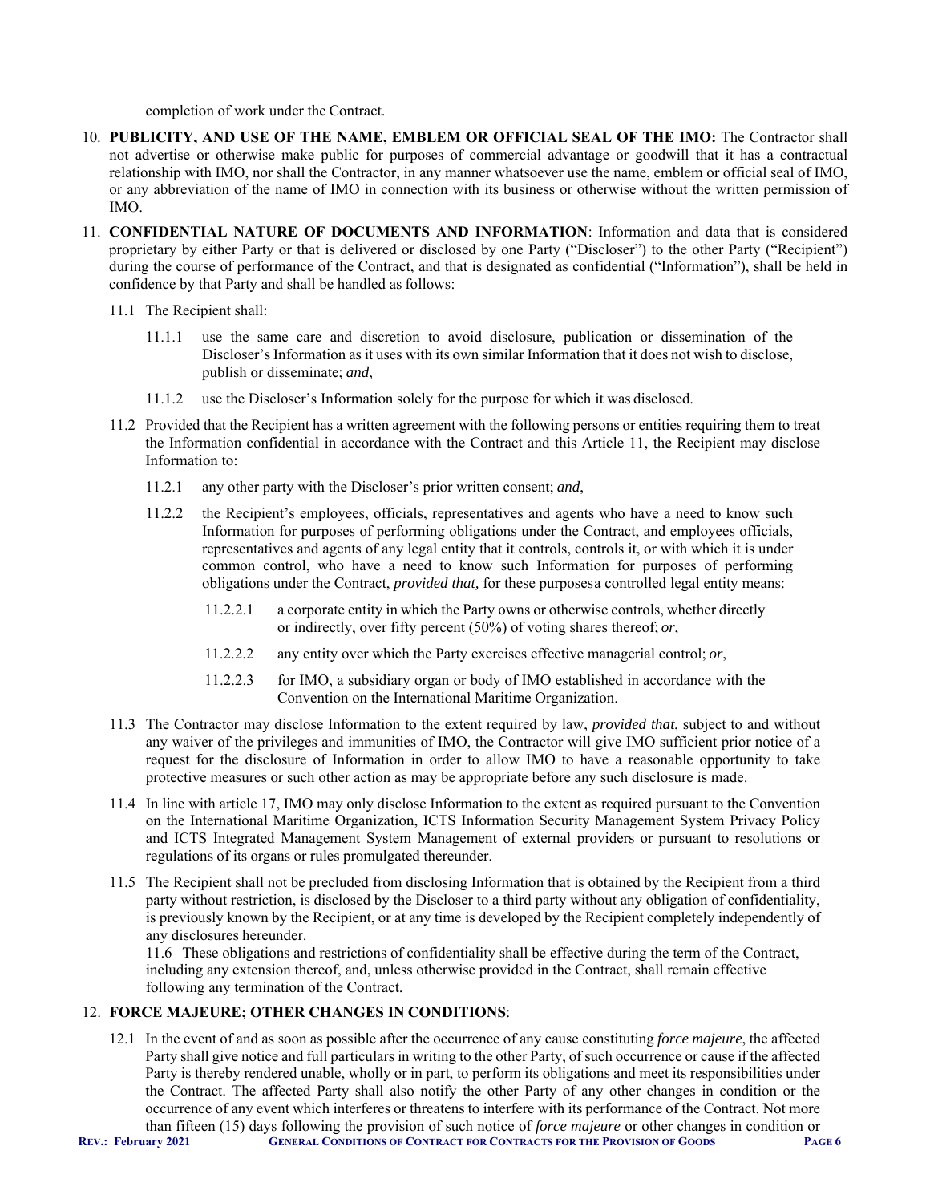completion of work under the Contract.

10. **PUBLICITY, AND USE OF THE NAME, EMBLEM OR OFFICIAL SEAL OF THE IMO:** The Contractor shall not advertise or otherwise make public for purposes of commercial advantage or goodwill that it has a contractual relationship with IMO, nor shall the Contractor, in any manner whatsoever use the name, emblem or official seal of IMO, or any abbreviation of the name of IMO in connection with its business or otherwise without the written permission of IMO.

11. **CONFIDENTIAL NATURE OF DOCUMENTS AND INFORMATION**: Information and data that is considered proprietary by either Party or that is delivered or disclosed by one Party ("Discloser") to the other Party ("Recipient") during the course of performance of the Contract, and that is designated as confidential ("Information"), shall be held in confidence by that Party and shall be handled as follows:

    11.1 The Recipient shall:

    11.1.1 use the same care and discretion to avoid disclosure, publication or dissemination of the Discloser's Information as it uses with its own similar Information that it does not wish to disclose, publish or disseminate; *and*,

    11.1.2 use the Discloser's Information solely for the purpose for which it was disclosed.

    11.2 Provided that the Recipient has a written agreement with the following persons or entities requiring them to treat the Information confidential in accordance with the Contract and this Article 11, the Recipient may disclose Information to:

    11.2.1 any other party with the Discloser's prior written consent; *and*,

    11.2.2 the Recipient's employees, officials, representatives and agents who have a need to know such Information for purposes of performing obligations under the Contract, and employees officials, representatives and agents of any legal entity that it controls, controls it, or with which it is under common control, who have a need to know such Information for purposes of performing obligations under the Contract, *provided that,* for these purposesa controlled legal entity means:

    11.2.2.1 a corporate entity in which the Party owns or otherwise controls, whether directly or indirectly, over fifty percent (50%) of voting shares thereof; *or*,

    11.2.2.2 any entity over which the Party exercises effective managerial control; *or*,

    11.2.2.3 for IMO, a subsidiary organ or body of IMO established in accordance with the Convention on the International Maritime Organization.

    11.3 The Contractor may disclose Information to the extent required by law, *provided that*, subject to and without any waiver of the privileges and immunities of IMO, the Contractor will give IMO sufficient prior notice of a request for the disclosure of Information in order to allow IMO to have a reasonable opportunity to take protective measures or such other action as may be appropriate before any such disclosure is made.

    11.4 In line with article 17, IMO may only disclose Information to the extent as required pursuant to the Convention on the International Maritime Organization, ICTS Information Security Management System Privacy Policy and ICTS Integrated Management System Management of external providers or pursuant to resolutions or regulations of its organs or rules promulgated thereunder.

    11.5 The Recipient shall not be precluded from disclosing Information that is obtained by the Recipient from a third party without restriction, is disclosed by the Discloser to a third party without any obligation of confidentiality, is previously known by the Recipient, or at any time is developed by the Recipient completely independently of any disclosures hereunder.

    11.6 These obligations and restrictions of confidentiality shall be effective during the term of the Contract, including any extension thereof, and, unless otherwise provided in the Contract, shall remain effective following any termination of the Contract.

12. **FORCE MAJEURE; OTHER CHANGES IN CONDITIONS**:

    12.1 In the event of and as soon as possible after the occurrence of any cause constituting *force majeure*, the affected Party shall give notice and full particulars in writing to the other Party, of such occurrence or cause if the affected Party is thereby rendered unable, wholly or in part, to perform its obligations and meet its responsibilities under the Contract. The affected Party shall also notify the other Party of any other changes in condition or the occurrence of any event which interferes or threatens to interfere with its performance of the Contract. Not more than fifteen (15) days following the provision of such notice of *force majeure* or other changes in condition or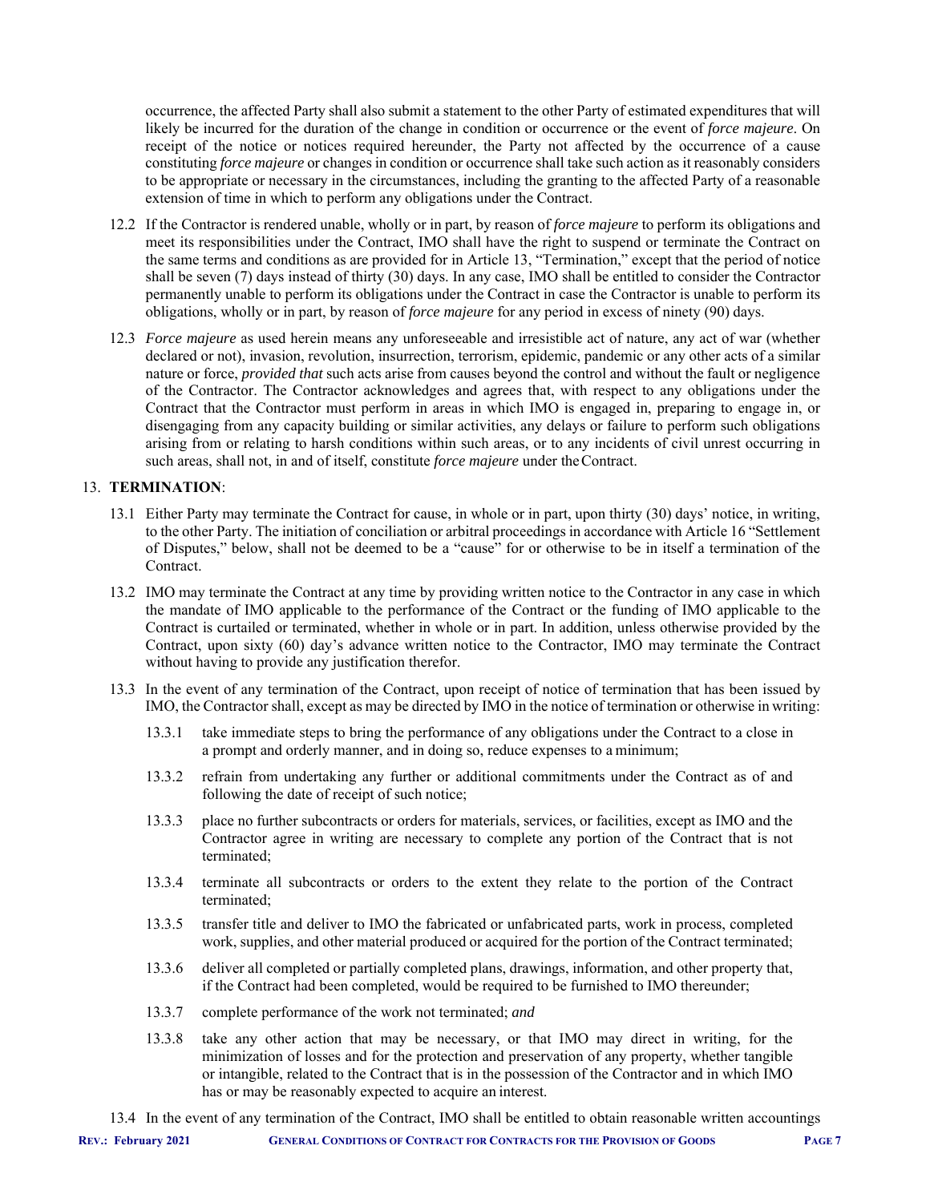occurrence, the affected Party shall also submit a statement to the other Party of estimated expenditures that will likely be incurred for the duration of the change in condition or occurrence or the event of *force majeure*. On receipt of the notice or notices required hereunder, the Party not affected by the occurrence of a cause constituting *force majeure* or changes in condition or occurrence shall take such action as it reasonably considers to be appropriate or necessary in the circumstances, including the granting to the affected Party of a reasonable extension of time in which to perform any obligations under the Contract.

12.2 If the Contractor is rendered unable, wholly or in part, by reason of *force majeure* to perform its obligations and meet its responsibilities under the Contract, IMO shall have the right to suspend or terminate the Contract on the same terms and conditions as are provided for in Article 13, "Termination," except that the period of notice shall be seven (7) days instead of thirty (30) days. In any case, IMO shall be entitled to consider the Contractor permanently unable to perform its obligations under the Contract in case the Contractor is unable to perform its obligations, wholly or in part, by reason of *force majeure* for any period in excess of ninety (90) days.

12.3 *Force majeure* as used herein means any unforeseeable and irresistible act of nature, any act of war (whether declared or not), invasion, revolution, insurrection, terrorism, epidemic, pandemic or any other acts of a similar nature or force, *provided that* such acts arise from causes beyond the control and without the fault or negligence of the Contractor. The Contractor acknowledges and agrees that, with respect to any obligations under the Contract that the Contractor must perform in areas in which IMO is engaged in, preparing to engage in, or disengaging from any capacity building or similar activities, any delays or failure to perform such obligations arising from or relating to harsh conditions within such areas, or to any incidents of civil unrest occurring in such areas, shall not, in and of itself, constitute *force majeure* under the Contract.

## 13. **TERMINATION**:

13.1 Either Party may terminate the Contract for cause, in whole or in part, upon thirty (30) days' notice, in writing, to the other Party. The initiation of conciliation or arbitral proceedings in accordance with Article 16 "Settlement of Disputes," below, shall not be deemed to be a "cause" for or otherwise to be in itself a termination of the Contract.

13.2 IMO may terminate the Contract at any time by providing written notice to the Contractor in any case in which the mandate of IMO applicable to the performance of the Contract or the funding of IMO applicable to the Contract is curtailed or terminated, whether in whole or in part. In addition, unless otherwise provided by the Contract, upon sixty (60) day's advance written notice to the Contractor, IMO may terminate the Contract without having to provide any justification therefor.

13.3 In the event of any termination of the Contract, upon receipt of notice of termination that has been issued by IMO, the Contractor shall, except as may be directed by IMO in the notice of termination or otherwise in writing:

13.3.1 take immediate steps to bring the performance of any obligations under the Contract to a close in a prompt and orderly manner, and in doing so, reduce expenses to a minimum;

13.3.2 refrain from undertaking any further or additional commitments under the Contract as of and following the date of receipt of such notice;

13.3.3 place no further subcontracts or orders for materials, services, or facilities, except as IMO and the Contractor agree in writing are necessary to complete any portion of the Contract that is not terminated;

13.3.4 terminate all subcontracts or orders to the extent they relate to the portion of the Contract terminated;

13.3.5 transfer title and deliver to IMO the fabricated or unfabricated parts, work in process, completed work, supplies, and other material produced or acquired for the portion of the Contract terminated;

13.3.6 deliver all completed or partially completed plans, drawings, information, and other property that, if the Contract had been completed, would be required to be furnished to IMO thereunder;

13.3.7 complete performance of the work not terminated; *and*

13.3.8 take any other action that may be necessary, or that IMO may direct in writing, for the minimization of losses and for the protection and preservation of any property, whether tangible or intangible, related to the Contract that is in the possession of the Contractor and in which IMO has or may be reasonably expected to acquire an interest.

13.4 In the event of any termination of the Contract, IMO shall be entitled to obtain reasonable written accountings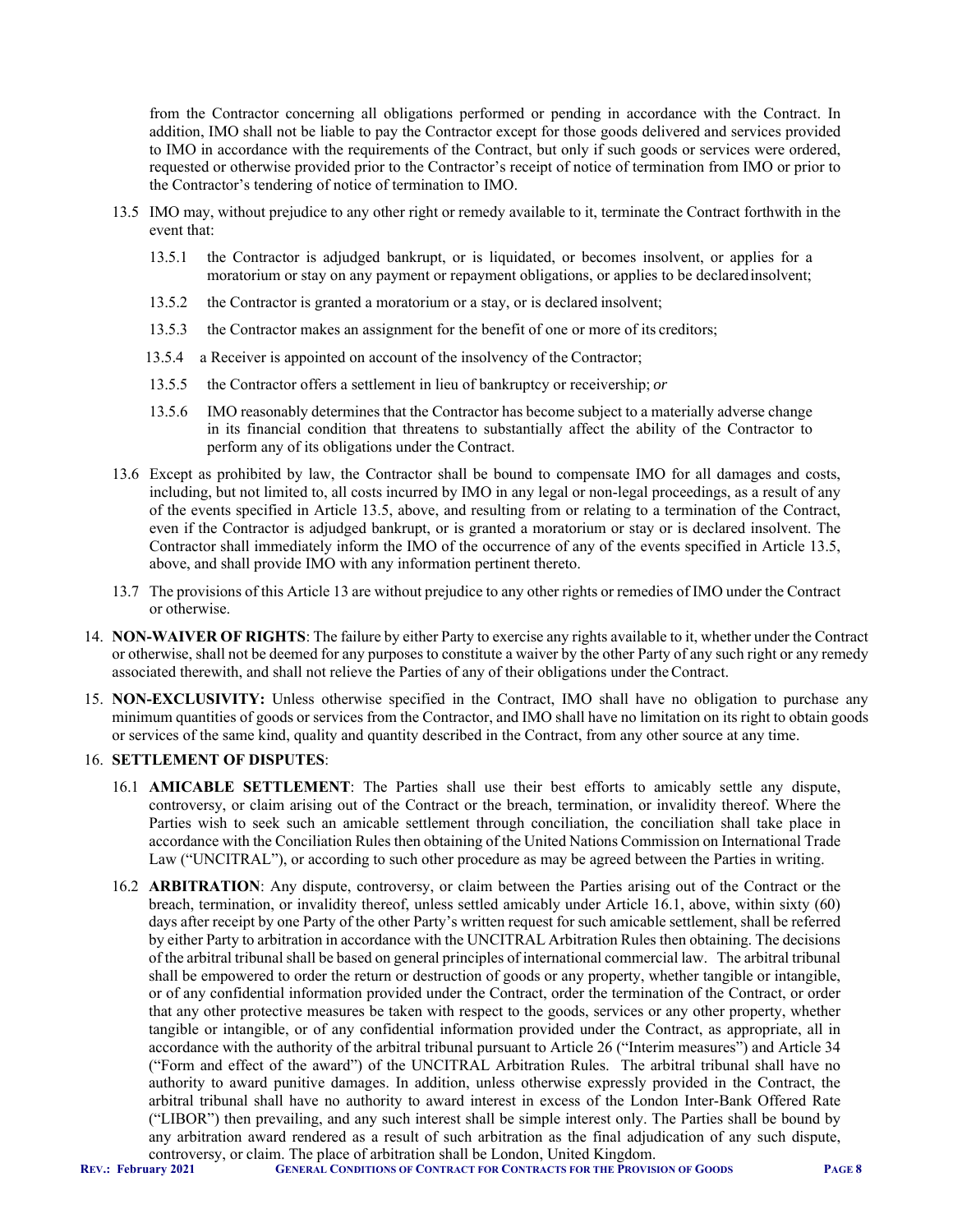from the Contractor concerning all obligations performed or pending in accordance with the Contract. In addition, IMO shall not be liable to pay the Contractor except for those goods delivered and services provided to IMO in accordance with the requirements of the Contract, but only if such goods or services were ordered, requested or otherwise provided prior to the Contractor's receipt of notice of termination from IMO or prior to the Contractor's tendering of notice of termination to IMO.

13.5 IMO may, without prejudice to any other right or remedy available to it, terminate the Contract forthwith in the event that:

13.5.1 the Contractor is adjudged bankrupt, or is liquidated, or becomes insolvent, or applies for a moratorium or stay on any payment or repayment obligations, or applies to be declared insolvent;

13.5.2 the Contractor is granted a moratorium or a stay, or is declared insolvent;

13.5.3 the Contractor makes an assignment for the benefit of one or more of its creditors;

13.5.4 a Receiver is appointed on account of the insolvency of the Contractor;

13.5.5 the Contractor offers a settlement in lieu of bankruptcy or receivership; *or*

13.5.6 IMO reasonably determines that the Contractor has become subject to a materially adverse change in its financial condition that threatens to substantially affect the ability of the Contractor to perform any of its obligations under the Contract.

13.6 Except as prohibited by law, the Contractor shall be bound to compensate IMO for all damages and costs, including, but not limited to, all costs incurred by IMO in any legal or non-legal proceedings, as a result of any of the events specified in Article 13.5, above, and resulting from or relating to a termination of the Contract, even if the Contractor is adjudged bankrupt, or is granted a moratorium or stay or is declared insolvent. The Contractor shall immediately inform the IMO of the occurrence of any of the events specified in Article 13.5, above, and shall provide IMO with any information pertinent thereto.

13.7 The provisions of this Article 13 are without prejudice to any other rights or remedies of IMO under the Contract or otherwise.

14. **NON-WAIVER OF RIGHTS**: The failure by either Party to exercise any rights available to it, whether under the Contract or otherwise, shall not be deemed for any purposes to constitute a waiver by the other Party of any such right or any remedy associated therewith, and shall not relieve the Parties of any of their obligations under the Contract.

15. **NON-EXCLUSIVITY:** Unless otherwise specified in the Contract, IMO shall have no obligation to purchase any minimum quantities of goods or services from the Contractor, and IMO shall have no limitation on its right to obtain goods or services of the same kind, quality and quantity described in the Contract, from any other source at any time.

16. **SETTLEMENT OF DISPUTES**:

16.1 **AMICABLE SETTLEMENT**: The Parties shall use their best efforts to amicably settle any dispute, controversy, or claim arising out of the Contract or the breach, termination, or invalidity thereof. Where the Parties wish to seek such an amicable settlement through conciliation, the conciliation shall take place in accordance with the Conciliation Rules then obtaining of the United Nations Commission on International Trade Law ("UNCITRAL"), or according to such other procedure as may be agreed between the Parties in writing.

16.2 **ARBITRATION**: Any dispute, controversy, or claim between the Parties arising out of the Contract or the breach, termination, or invalidity thereof, unless settled amicably under Article 16.1, above, within sixty (60) days after receipt by one Party of the other Party's written request for such amicable settlement, shall be referred by either Party to arbitration in accordance with the UNCITRAL Arbitration Rules then obtaining. The decisions of the arbitral tribunal shall be based on general principles of international commercial law. The arbitral tribunal shall be empowered to order the return or destruction of goods or any property, whether tangible or intangible, or of any confidential information provided under the Contract, order the termination of the Contract, or order that any other protective measures be taken with respect to the goods, services or any other property, whether tangible or intangible, or of any confidential information provided under the Contract, as appropriate, all in accordance with the authority of the arbitral tribunal pursuant to Article 26 ("Interim measures") and Article 34 ("Form and effect of the award") of the UNCITRAL Arbitration Rules. The arbitral tribunal shall have no authority to award punitive damages. In addition, unless otherwise expressly provided in the Contract, the arbitral tribunal shall have no authority to award interest in excess of the London Inter-Bank Offered Rate ("LIBOR") then prevailing, and any such interest shall be simple interest only. The Parties shall be bound by any arbitration award rendered as a result of such arbitration as the final adjudication of any such dispute, controversy, or claim. The place of arbitration shall be London, United Kingdom.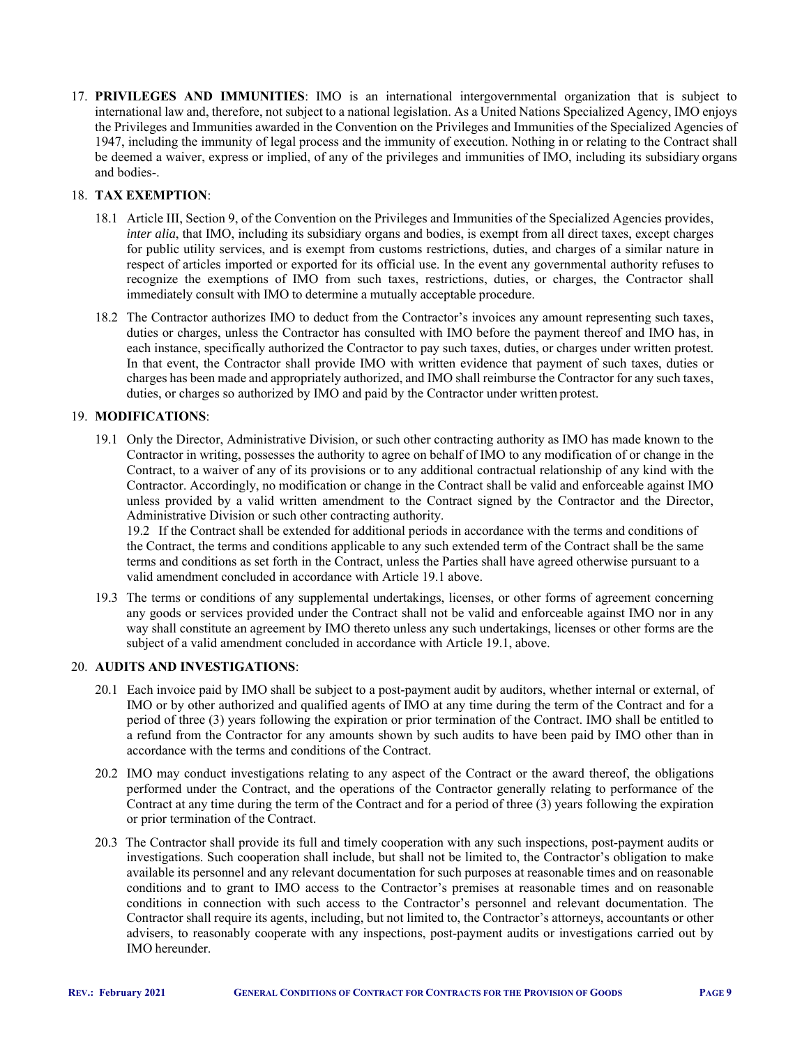17. **PRIVILEGES AND IMMUNITIES**: IMO is an international intergovernmental organization that is subject to international law and, therefore, not subject to a national legislation. As a United Nations Specialized Agency, IMO enjoys the Privileges and Immunities awarded in the Convention on the Privileges and Immunities of the Specialized Agencies of 1947, including the immunity of legal process and the immunity of execution. Nothing in or relating to the Contract shall be deemed a waiver, express or implied, of any of the privileges and immunities of IMO, including its subsidiary organs and bodies-.

18. **TAX EXEMPTION**:

    18.1 Article III, Section 9, of the Convention on the Privileges and Immunities of the Specialized Agencies provides, *inter alia*, that IMO, including its subsidiary organs and bodies, is exempt from all direct taxes, except charges for public utility services, and is exempt from customs restrictions, duties, and charges of a similar nature in respect of articles imported or exported for its official use. In the event any governmental authority refuses to recognize the exemptions of IMO from such taxes, restrictions, duties, or charges, the Contractor shall immediately consult with IMO to determine a mutually acceptable procedure.

    18.2 The Contractor authorizes IMO to deduct from the Contractor's invoices any amount representing such taxes, duties or charges, unless the Contractor has consulted with IMO before the payment thereof and IMO has, in each instance, specifically authorized the Contractor to pay such taxes, duties, or charges under written protest. In that event, the Contractor shall provide IMO with written evidence that payment of such taxes, duties or charges has been made and appropriately authorized, and IMO shall reimburse the Contractor for any such taxes, duties, or charges so authorized by IMO and paid by the Contractor under written protest.

19. **MODIFICATIONS**:

    19.1 Only the Director, Administrative Division, or such other contracting authority as IMO has made known to the Contractor in writing, possesses the authority to agree on behalf of IMO to any modification of or change in the Contract, to a waiver of any of its provisions or to any additional contractual relationship of any kind with the Contractor. Accordingly, no modification or change in the Contract shall be valid and enforceable against IMO unless provided by a valid written amendment to the Contract signed by the Contractor and the Director, Administrative Division or such other contracting authority.

    19.2 If the Contract shall be extended for additional periods in accordance with the terms and conditions of the Contract, the terms and conditions applicable to any such extended term of the Contract shall be the same terms and conditions as set forth in the Contract, unless the Parties shall have agreed otherwise pursuant to a valid amendment concluded in accordance with Article 19.1 above.

    19.3 The terms or conditions of any supplemental undertakings, licenses, or other forms of agreement concerning any goods or services provided under the Contract shall not be valid and enforceable against IMO nor in any way shall constitute an agreement by IMO thereto unless any such undertakings, licenses or other forms are the subject of a valid amendment concluded in accordance with Article 19.1, above.

20. **AUDITS AND INVESTIGATIONS**:

    20.1 Each invoice paid by IMO shall be subject to a post-payment audit by auditors, whether internal or external, of IMO or by other authorized and qualified agents of IMO at any time during the term of the Contract and for a period of three (3) years following the expiration or prior termination of the Contract. IMO shall be entitled to a refund from the Contractor for any amounts shown by such audits to have been paid by IMO other than in accordance with the terms and conditions of the Contract.

    20.2 IMO may conduct investigations relating to any aspect of the Contract or the award thereof, the obligations performed under the Contract, and the operations of the Contractor generally relating to performance of the Contract at any time during the term of the Contract and for a period of three (3) years following the expiration or prior termination of the Contract.

    20.3 The Contractor shall provide its full and timely cooperation with any such inspections, post-payment audits or investigations. Such cooperation shall include, but shall not be limited to, the Contractor's obligation to make available its personnel and any relevant documentation for such purposes at reasonable times and on reasonable conditions and to grant to IMO access to the Contractor's premises at reasonable times and on reasonable conditions in connection with such access to the Contractor's personnel and relevant documentation. The Contractor shall require its agents, including, but not limited to, the Contractor's attorneys, accountants or other advisers, to reasonably cooperate with any inspections, post-payment audits or investigations carried out by IMO hereunder.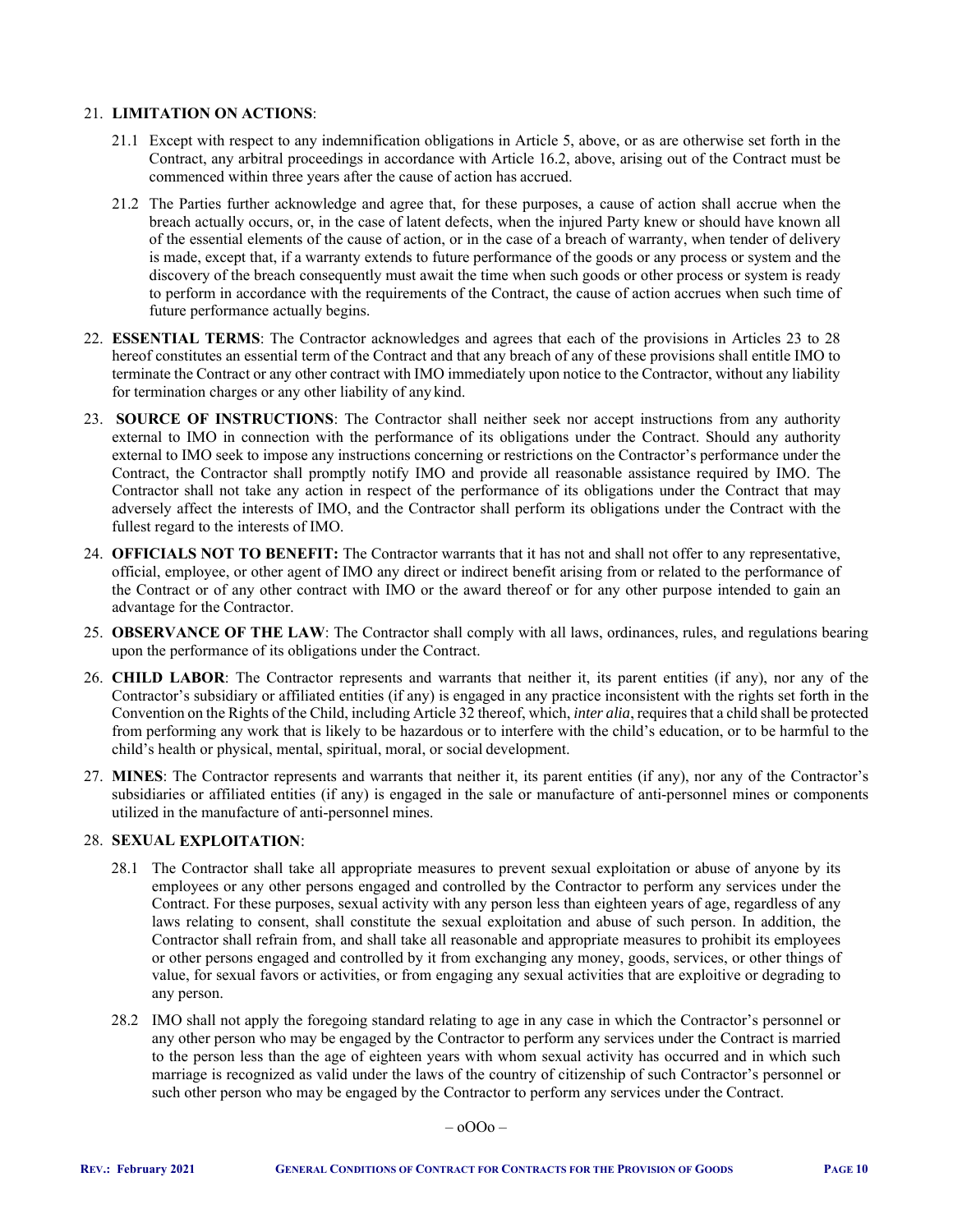21. **LIMITATION ON ACTIONS**:

    21.1 Except with respect to any indemnification obligations in Article 5, above, or as are otherwise set forth in the Contract, any arbitral proceedings in accordance with Article 16.2, above, arising out of the Contract must be commenced within three years after the cause of action has accrued.

    21.2 The Parties further acknowledge and agree that, for these purposes, a cause of action shall accrue when the breach actually occurs, or, in the case of latent defects, when the injured Party knew or should have known all of the essential elements of the cause of action, or in the case of a breach of warranty, when tender of delivery is made, except that, if a warranty extends to future performance of the goods or any process or system and the discovery of the breach consequently must await the time when such goods or other process or system is ready to perform in accordance with the requirements of the Contract, the cause of action accrues when such time of future performance actually begins.

22. **ESSENTIAL TERMS**: The Contractor acknowledges and agrees that each of the provisions in Articles 23 to 28 hereof constitutes an essential term of the Contract and that any breach of any of these provisions shall entitle IMO to terminate the Contract or any other contract with IMO immediately upon notice to the Contractor, without any liability for termination charges or any other liability of any kind.

23. **SOURCE OF INSTRUCTIONS**: The Contractor shall neither seek nor accept instructions from any authority external to IMO in connection with the performance of its obligations under the Contract. Should any authority external to IMO seek to impose any instructions concerning or restrictions on the Contractor's performance under the Contract, the Contractor shall promptly notify IMO and provide all reasonable assistance required by IMO. The Contractor shall not take any action in respect of the performance of its obligations under the Contract that may adversely affect the interests of IMO, and the Contractor shall perform its obligations under the Contract with the fullest regard to the interests of IMO.

24. **OFFICIALS NOT TO BENEFIT:** The Contractor warrants that it has not and shall not offer to any representative, official, employee, or other agent of IMO any direct or indirect benefit arising from or related to the performance of the Contract or of any other contract with IMO or the award thereof or for any other purpose intended to gain an advantage for the Contractor.

25. **OBSERVANCE OF THE LAW**: The Contractor shall comply with all laws, ordinances, rules, and regulations bearing upon the performance of its obligations under the Contract.

26. **CHILD LABOR**: The Contractor represents and warrants that neither it, its parent entities (if any), nor any of the Contractor's subsidiary or affiliated entities (if any) is engaged in any practice inconsistent with the rights set forth in the Convention on the Rights of the Child, including Article 32 thereof, which, *inter alia*, requires that a child shall be protected from performing any work that is likely to be hazardous or to interfere with the child's education, or to be harmful to the child's health or physical, mental, spiritual, moral, or social development.

27. **MINES**: The Contractor represents and warrants that neither it, its parent entities (if any), nor any of the Contractor's subsidiaries or affiliated entities (if any) is engaged in the sale or manufacture of anti-personnel mines or components utilized in the manufacture of anti-personnel mines.

28. **SEXUAL EXPLOITATION**:

    28.1 The Contractor shall take all appropriate measures to prevent sexual exploitation or abuse of anyone by its employees or any other persons engaged and controlled by the Contractor to perform any services under the Contract. For these purposes, sexual activity with any person less than eighteen years of age, regardless of any laws relating to consent, shall constitute the sexual exploitation and abuse of such person. In addition, the Contractor shall refrain from, and shall take all reasonable and appropriate measures to prohibit its employees or other persons engaged and controlled by it from exchanging any money, goods, services, or other things of value, for sexual favors or activities, or from engaging any sexual activities that are exploitive or degrading to any person.

    28.2 IMO shall not apply the foregoing standard relating to age in any case in which the Contractor's personnel or any other person who may be engaged by the Contractor to perform any services under the Contract is married to the person less than the age of eighteen years with whom sexual activity has occurred and in which such marriage is recognized as valid under the laws of the country of citizenship of such Contractor's personnel or such other person who may be engaged by the Contractor to perform any services under the Contract.

– oOOo –